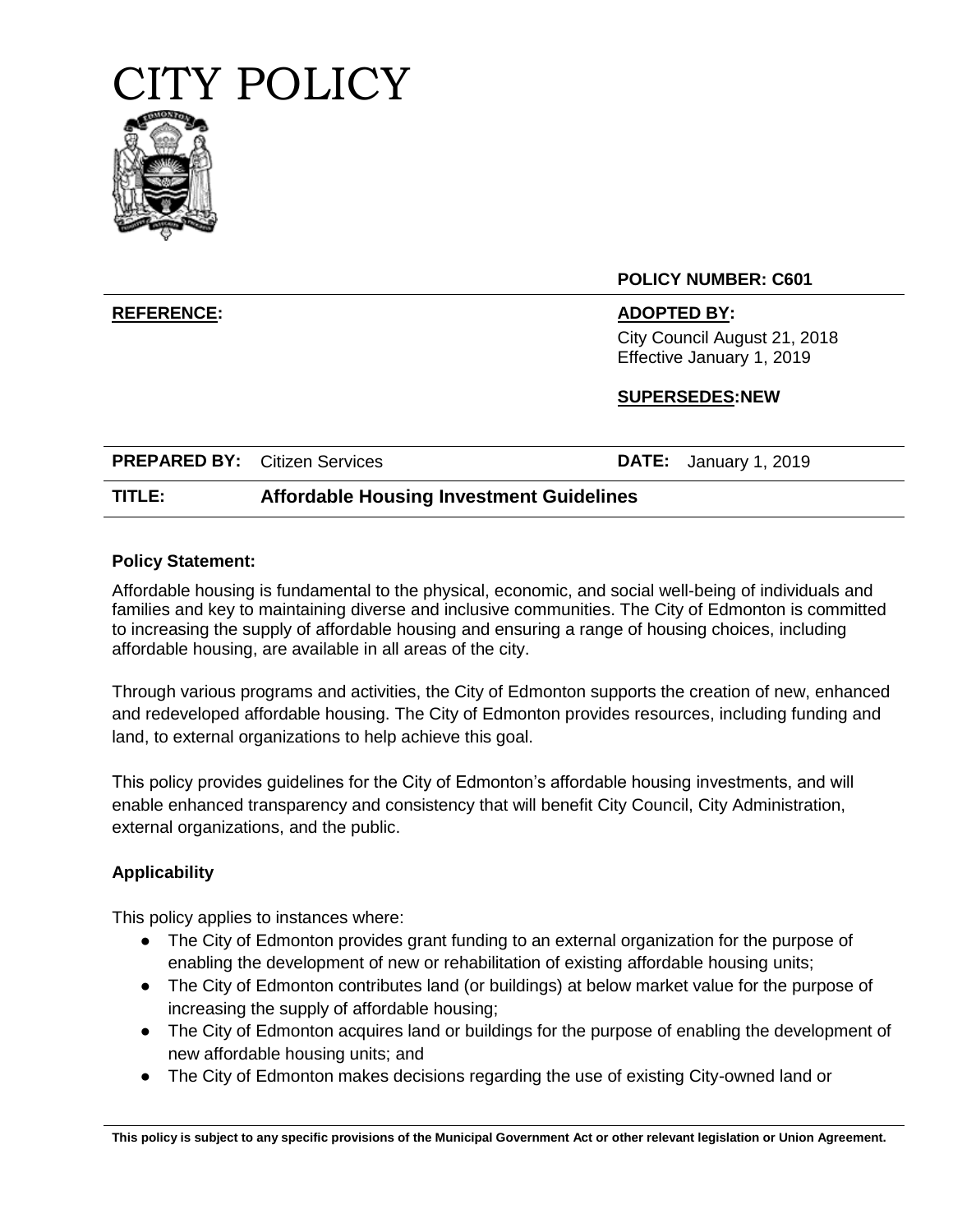# CITY POLICY

**POLICY NUMBER: C601**

| **REFERENCE:** | **ADOPTED BY:** |
|---|---|
| | City Council August 21, 2018<br>Effective January 1, 2019 |
| | **SUPERSEDES:** NEW |

| **PREPARED BY:** | Citizen Services | **DATE:** | January 1, 2019 |
|---|---|---|---|
| **TITLE:** | **Affordable Housing Investment Guidelines** | | |

**Policy Statement:**

Affordable housing is fundamental to the physical, economic, and social well-being of individuals and families and key to maintaining diverse and inclusive communities. The City of Edmonton is committed to increasing the supply of affordable housing and ensuring a range of housing choices, including affordable housing, are available in all areas of the city.

Through various programs and activities, the City of Edmonton supports the creation of new, enhanced and redeveloped affordable housing. The City of Edmonton provides resources, including funding and land, to external organizations to help achieve this goal.

This policy provides guidelines for the City of Edmonton's affordable housing investments, and will enable enhanced transparency and consistency that will benefit City Council, City Administration, external organizations, and the public.

**Applicability**

This policy applies to instances where:

- The City of Edmonton provides grant funding to an external organization for the purpose of enabling the development of new or rehabilitation of existing affordable housing units;
- The City of Edmonton contributes land (or buildings) at below market value for the purpose of increasing the supply of affordable housing;
- The City of Edmonton acquires land or buildings for the purpose of enabling the development of new affordable housing units; and
- The City of Edmonton makes decisions regarding the use of existing City-owned land or

**This policy is subject to any specific provisions of the Municipal Government Act or other relevant legislation or Union Agreement.**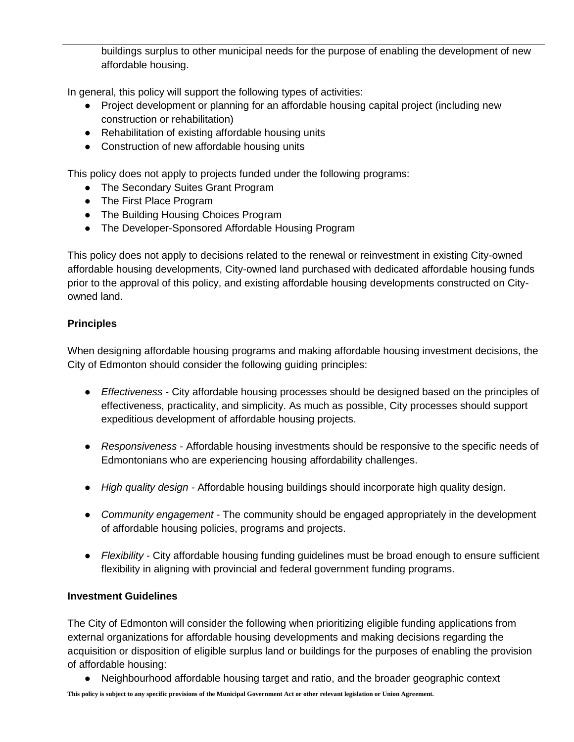buildings surplus to other municipal needs for the purpose of enabling the development of new affordable housing.

In general, this policy will support the following types of activities:

- Project development or planning for an affordable housing capital project (including new construction or rehabilitation)
- Rehabilitation of existing affordable housing units
- Construction of new affordable housing units

This policy does not apply to projects funded under the following programs:

- The Secondary Suites Grant Program
- The First Place Program
- The Building Housing Choices Program
- The Developer-Sponsored Affordable Housing Program

This policy does not apply to decisions related to the renewal or reinvestment in existing City-owned affordable housing developments, City-owned land purchased with dedicated affordable housing funds prior to the approval of this policy, and existing affordable housing developments constructed on City-owned land.

**Principles**

When designing affordable housing programs and making affordable housing investment decisions, the City of Edmonton should consider the following guiding principles:

- *Effectiveness* - City affordable housing processes should be designed based on the principles of effectiveness, practicality, and simplicity. As much as possible, City processes should support expeditious development of affordable housing projects.

- *Responsiveness* - Affordable housing investments should be responsive to the specific needs of Edmontonians who are experiencing housing affordability challenges.

- *High quality design* - Affordable housing buildings should incorporate high quality design.

- *Community engagement* - The community should be engaged appropriately in the development of affordable housing policies, programs and projects.

- *Flexibility* - City affordable housing funding guidelines must be broad enough to ensure sufficient flexibility in aligning with provincial and federal government funding programs.

**Investment Guidelines**

The City of Edmonton will consider the following when prioritizing eligible funding applications from external organizations for affordable housing developments and making decisions regarding the acquisition or disposition of eligible surplus land or buildings for the purposes of enabling the provision of affordable housing:

- Neighbourhood affordable housing target and ratio, and the broader geographic context

**This policy is subject to any specific provisions of the Municipal Government Act or other relevant legislation or Union Agreement.**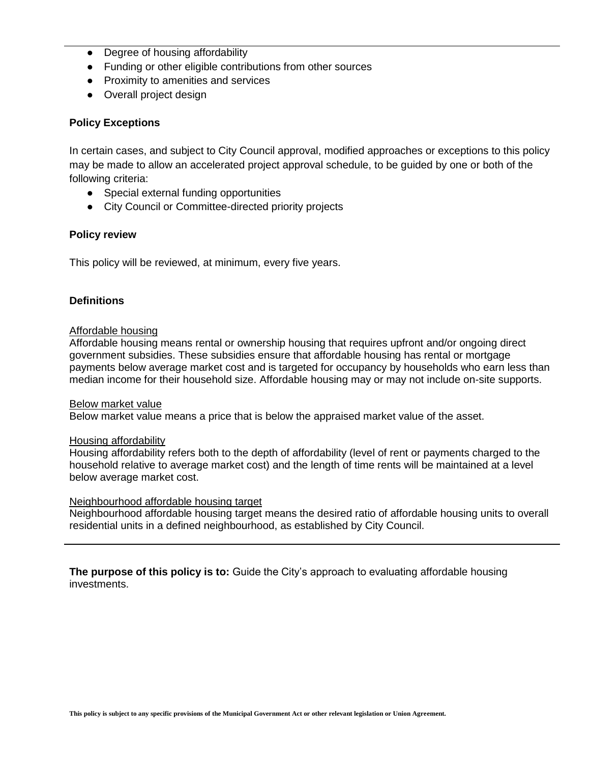- Degree of housing affordability
- Funding or other eligible contributions from other sources
- Proximity to amenities and services
- Overall project design

**Policy Exceptions**

In certain cases, and subject to City Council approval, modified approaches or exceptions to this policy may be made to allow an accelerated project approval schedule, to be guided by one or both of the following criteria:

- Special external funding opportunities
- City Council or Committee-directed priority projects

**Policy review**

This policy will be reviewed, at minimum, every five years.

**Definitions**

Affordable housing
Affordable housing means rental or ownership housing that requires upfront and/or ongoing direct government subsidies. These subsidies ensure that affordable housing has rental or mortgage payments below average market cost and is targeted for occupancy by households who earn less than median income for their household size. Affordable housing may or may not include on-site supports.

Below market value
Below market value means a price that is below the appraised market value of the asset.

Housing affordability
Housing affordability refers both to the depth of affordability (level of rent or payments charged to the household relative to average market cost) and the length of time rents will be maintained at a level below average market cost.

Neighbourhood affordable housing target
Neighbourhood affordable housing target means the desired ratio of affordable housing units to overall residential units in a defined neighbourhood, as established by City Council.

---

**The purpose of this policy is to:** Guide the City's approach to evaluating affordable housing investments.

**This policy is subject to any specific provisions of the Municipal Government Act or other relevant legislation or Union Agreement.**